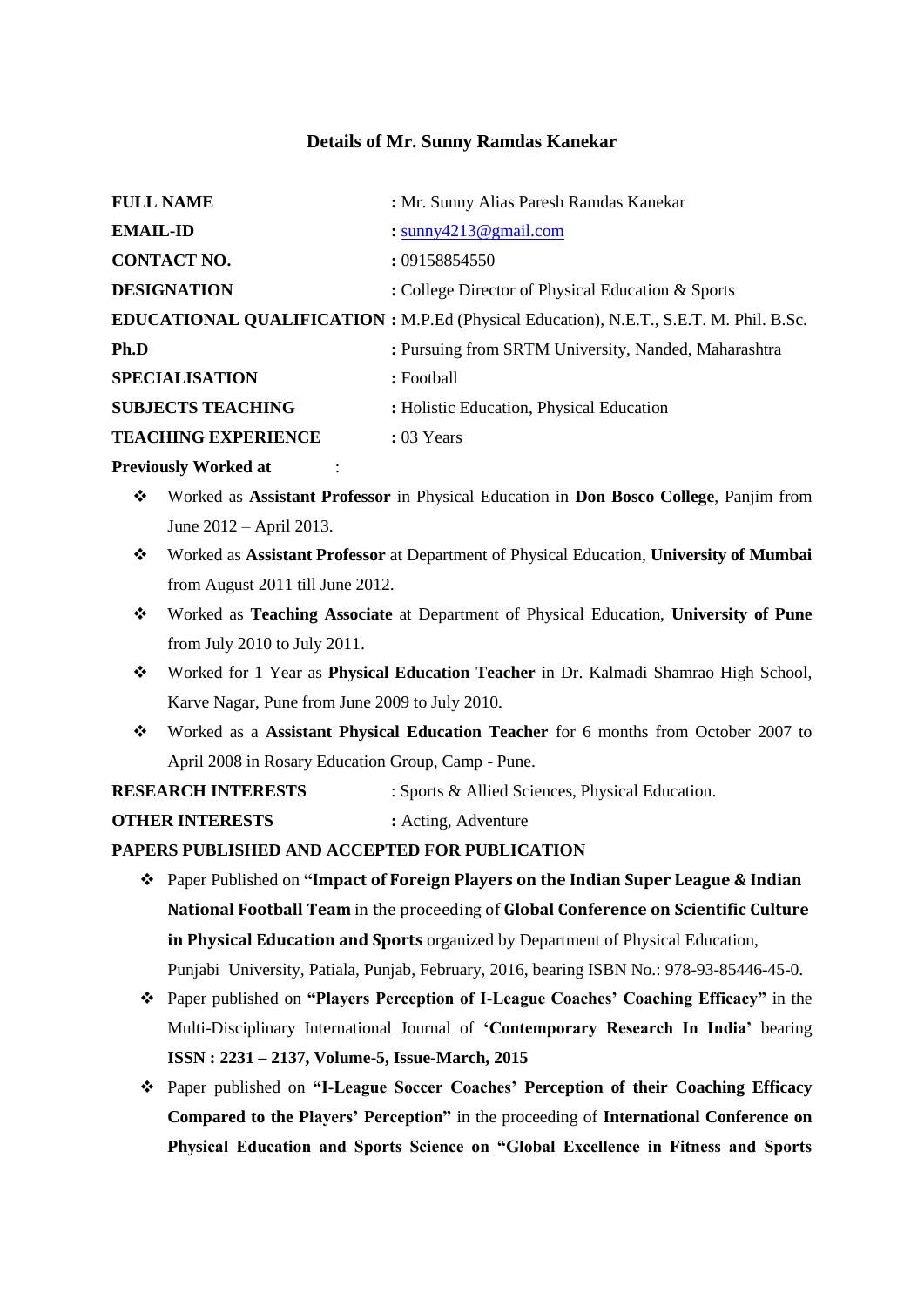# Details of Mr. Sunny Ramdas Kanekar

| | |
|---|---|
| **FULL NAME** | **:** Mr. Sunny Alias Paresh Ramdas Kanekar |
| **EMAIL-ID** | **:** sunny4213@gmail.com |
| **CONTACT NO.** | **:** 09158854550 |
| **DESIGNATION** | **:** College Director of Physical Education & Sports |
| **EDUCATIONAL QUALIFICATION** | **:** M.P.Ed (Physical Education), N.E.T., S.E.T. M. Phil. B.Sc. |
| **Ph.D** | **:** Pursuing from SRTM University, Nanded, Maharashtra |
| **SPECIALISATION** | **:** Football |
| **SUBJECTS TEACHING** | **:** Holistic Education, Physical Education |
| **TEACHING EXPERIENCE** | **:** 03 Years |

**Previously Worked at** :

- Worked as **Assistant Professor** in Physical Education in **Don Bosco College**, Panjim from June 2012 – April 2013.
- Worked as **Assistant Professor** at Department of Physical Education, **University of Mumbai** from August 2011 till June 2012.
- Worked as **Teaching Associate** at Department of Physical Education, **University of Pune** from July 2010 to July 2011.
- Worked for 1 Year as **Physical Education Teacher** in Dr. Kalmadi Shamrao High School, Karve Nagar, Pune from June 2009 to July 2010.
- Worked as a **Assistant Physical Education Teacher** for 6 months from October 2007 to April 2008 in Rosary Education Group, Camp - Pune.

| | |
|---|---|
| **RESEARCH INTERESTS** | : Sports & Allied Sciences, Physical Education. |
| **OTHER INTERESTS** | **:** Acting, Adventure |

**PAPERS PUBLISHED AND ACCEPTED FOR PUBLICATION**

- Paper Published on **"Impact of Foreign Players on the Indian Super League & Indian National Football Team** in the proceeding of **Global Conference on Scientific Culture in Physical Education and Sports** organized by Department of Physical Education, Punjabi University, Patiala, Punjab, February, 2016, bearing ISBN No.: 978-93-85446-45-0.
- Paper published on **"Players Perception of I-League Coaches' Coaching Efficacy"** in the Multi-Disciplinary International Journal of **'Contemporary Research In India'** bearing **ISSN : 2231 – 2137, Volume-5, Issue-March, 2015**
- Paper published on **"I-League Soccer Coaches' Perception of their Coaching Efficacy Compared to the Players' Perception"** in the proceeding of **International Conference on Physical Education and Sports Science on "Global Excellence in Fitness and Sports**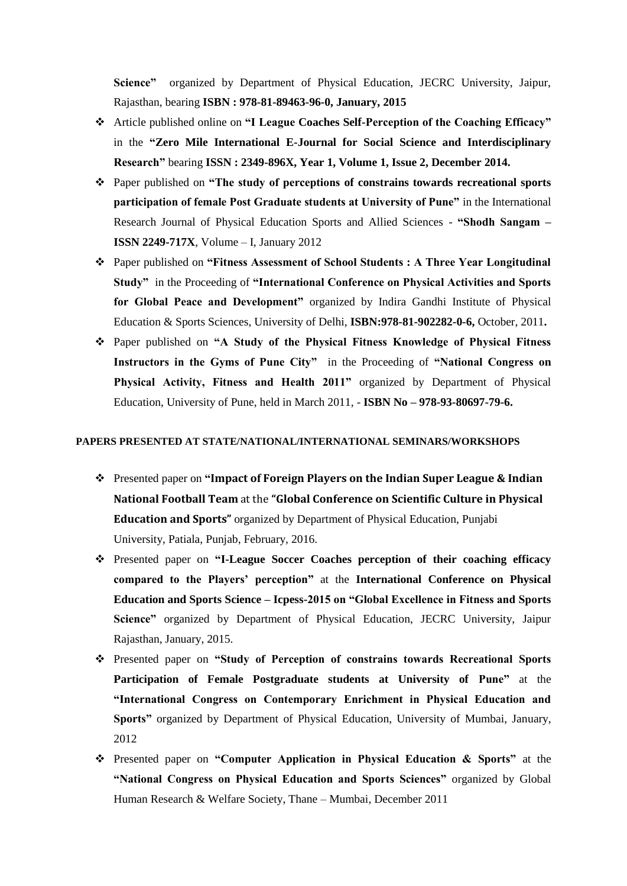**Science"** organized by Department of Physical Education, JECRC University, Jaipur, Rajasthan, bearing **ISBN : 978-81-89463-96-0, January, 2015**

- Article published online on **"I League Coaches Self-Perception of the Coaching Efficacy"** in the **"Zero Mile International E-Journal for Social Science and Interdisciplinary Research"** bearing **ISSN : 2349-896X, Year 1, Volume 1, Issue 2, December 2014.**
- Paper published on **"The study of perceptions of constrains towards recreational sports participation of female Post Graduate students at University of Pune"** in the International Research Journal of Physical Education Sports and Allied Sciences - **"Shodh Sangam – ISSN 2249-717X**, Volume – I, January 2012
- Paper published on **"Fitness Assessment of School Students : A Three Year Longitudinal Study"** in the Proceeding of **"International Conference on Physical Activities and Sports for Global Peace and Development"** organized by Indira Gandhi Institute of Physical Education & Sports Sciences, University of Delhi, **ISBN:978-81-902282-0-6,** October, 2011**.**
- Paper published on **"A Study of the Physical Fitness Knowledge of Physical Fitness Instructors in the Gyms of Pune City"** in the Proceeding of **"National Congress on Physical Activity, Fitness and Health 2011"** organized by Department of Physical Education, University of Pune, held in March 2011, - **ISBN No – 978-93-80697-79-6.**

**PAPERS PRESENTED AT STATE/NATIONAL/INTERNATIONAL SEMINARS/WORKSHOPS**

- Presented paper on **"Impact of Foreign Players on the Indian Super League & Indian National Football Team** at the **"Global Conference on Scientific Culture in Physical Education and Sports"** organized by Department of Physical Education, Punjabi University, Patiala, Punjab, February, 2016.
- Presented paper on **"I-League Soccer Coaches perception of their coaching efficacy compared to the Players' perception"** at the **International Conference on Physical Education and Sports Science – Icpess-2015 on "Global Excellence in Fitness and Sports Science"** organized by Department of Physical Education, JECRC University, Jaipur Rajasthan, January, 2015.
- Presented paper on **"Study of Perception of constrains towards Recreational Sports Participation of Female Postgraduate students at University of Pune"** at the **"International Congress on Contemporary Enrichment in Physical Education and Sports"** organized by Department of Physical Education, University of Mumbai, January, 2012
- Presented paper on **"Computer Application in Physical Education & Sports"** at the **"National Congress on Physical Education and Sports Sciences"** organized by Global Human Research & Welfare Society, Thane – Mumbai, December 2011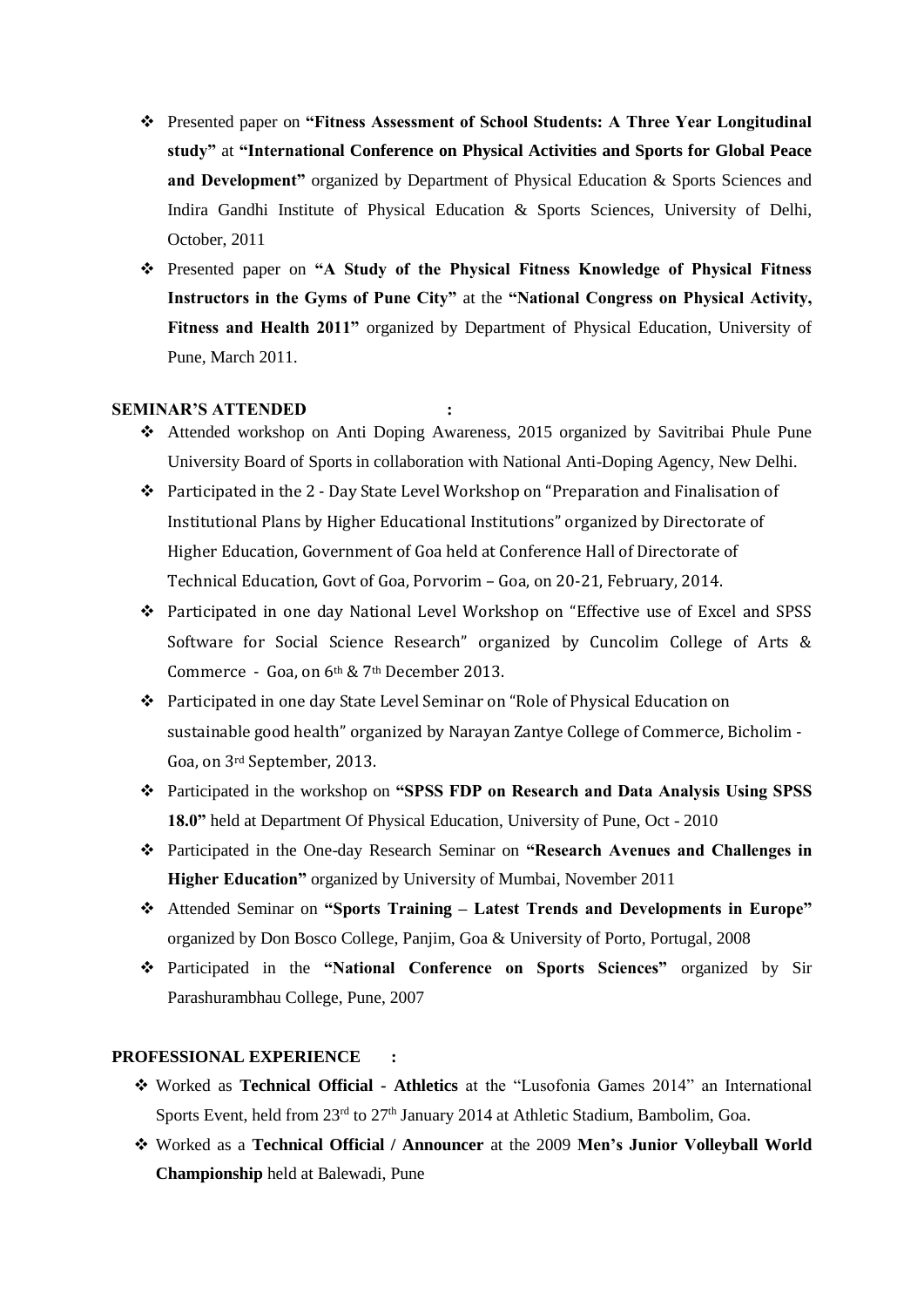- Presented paper on **"Fitness Assessment of School Students: A Three Year Longitudinal study"** at **"International Conference on Physical Activities and Sports for Global Peace and Development"** organized by Department of Physical Education & Sports Sciences and Indira Gandhi Institute of Physical Education & Sports Sciences, University of Delhi, October, 2011
- Presented paper on **"A Study of the Physical Fitness Knowledge of Physical Fitness Instructors in the Gyms of Pune City"** at the **"National Congress on Physical Activity, Fitness and Health 2011"** organized by Department of Physical Education, University of Pune, March 2011.

**SEMINAR'S ATTENDED :**

- Attended workshop on Anti Doping Awareness, 2015 organized by Savitribai Phule Pune University Board of Sports in collaboration with National Anti-Doping Agency, New Delhi.
- Participated in the 2 - Day State Level Workshop on "Preparation and Finalisation of Institutional Plans by Higher Educational Institutions" organized by Directorate of Higher Education, Government of Goa held at Conference Hall of Directorate of Technical Education, Govt of Goa, Porvorim – Goa, on 20-21, February, 2014.
- Participated in one day National Level Workshop on "Effective use of Excel and SPSS Software for Social Science Research" organized by Cuncolim College of Arts & Commerce - Goa, on 6th & 7th December 2013.
- Participated in one day State Level Seminar on "Role of Physical Education on sustainable good health" organized by Narayan Zantye College of Commerce, Bicholim - Goa, on 3rd September, 2013.
- Participated in the workshop on **"SPSS FDP on Research and Data Analysis Using SPSS 18.0"** held at Department Of Physical Education, University of Pune, Oct - 2010
- Participated in the One-day Research Seminar on **"Research Avenues and Challenges in Higher Education"** organized by University of Mumbai, November 2011
- Attended Seminar on **"Sports Training – Latest Trends and Developments in Europe"** organized by Don Bosco College, Panjim, Goa & University of Porto, Portugal, 2008
- Participated in the **"National Conference on Sports Sciences"** organized by Sir Parashurambhau College, Pune, 2007

**PROFESSIONAL EXPERIENCE :**

- Worked as **Technical Official - Athletics** at the "Lusofonia Games 2014" an International Sports Event, held from 23rd to 27th January 2014 at Athletic Stadium, Bambolim, Goa.
- Worked as a **Technical Official / Announcer** at the 2009 **Men's Junior Volleyball World Championship** held at Balewadi, Pune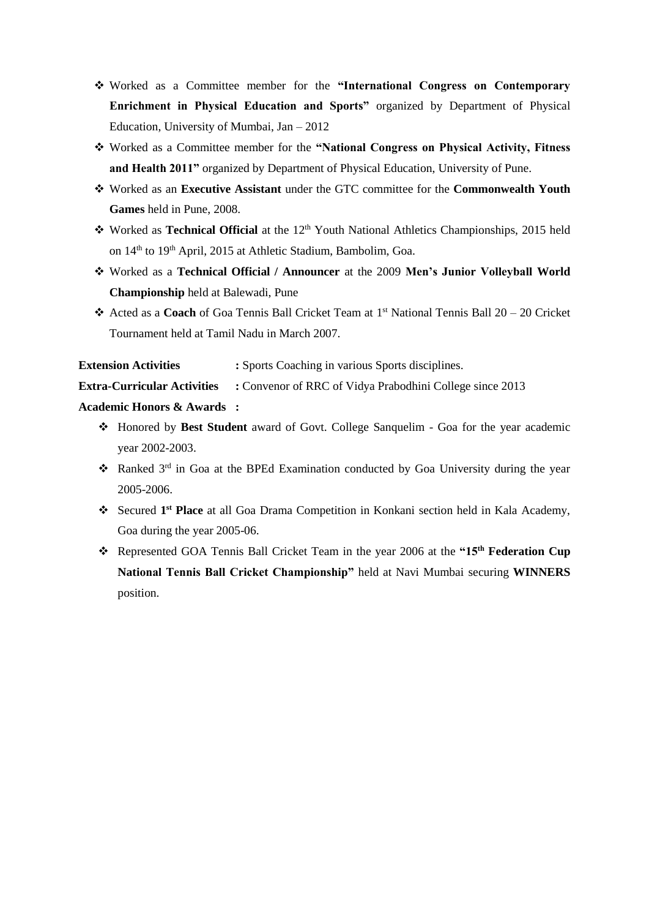- Worked as a Committee member for the **"International Congress on Contemporary Enrichment in Physical Education and Sports"** organized by Department of Physical Education, University of Mumbai, Jan – 2012
- Worked as a Committee member for the **"National Congress on Physical Activity, Fitness and Health 2011"** organized by Department of Physical Education, University of Pune.
- Worked as an **Executive Assistant** under the GTC committee for the **Commonwealth Youth Games** held in Pune, 2008.
- Worked as **Technical Official** at the 12th Youth National Athletics Championships, 2015 held on 14th to 19th April, 2015 at Athletic Stadium, Bambolim, Goa.
- Worked as a **Technical Official / Announcer** at the 2009 **Men's Junior Volleyball World Championship** held at Balewadi, Pune
- Acted as a **Coach** of Goa Tennis Ball Cricket Team at 1st National Tennis Ball 20 – 20 Cricket Tournament held at Tamil Nadu in March 2007.

**Extension Activities** **:** Sports Coaching in various Sports disciplines.

**Extra-Curricular Activities** **:** Convenor of RRC of Vidya Prabodhini College since 2013

**Academic Honors & Awards :**

- Honored by **Best Student** award of Govt. College Sanquelim - Goa for the year academic year 2002-2003.
- Ranked 3rd in Goa at the BPEd Examination conducted by Goa University during the year 2005-2006.
- Secured **1st Place** at all Goa Drama Competition in Konkani section held in Kala Academy, Goa during the year 2005-06.
- Represented GOA Tennis Ball Cricket Team in the year 2006 at the **"15th Federation Cup National Tennis Ball Cricket Championship"** held at Navi Mumbai securing **WINNERS** position.